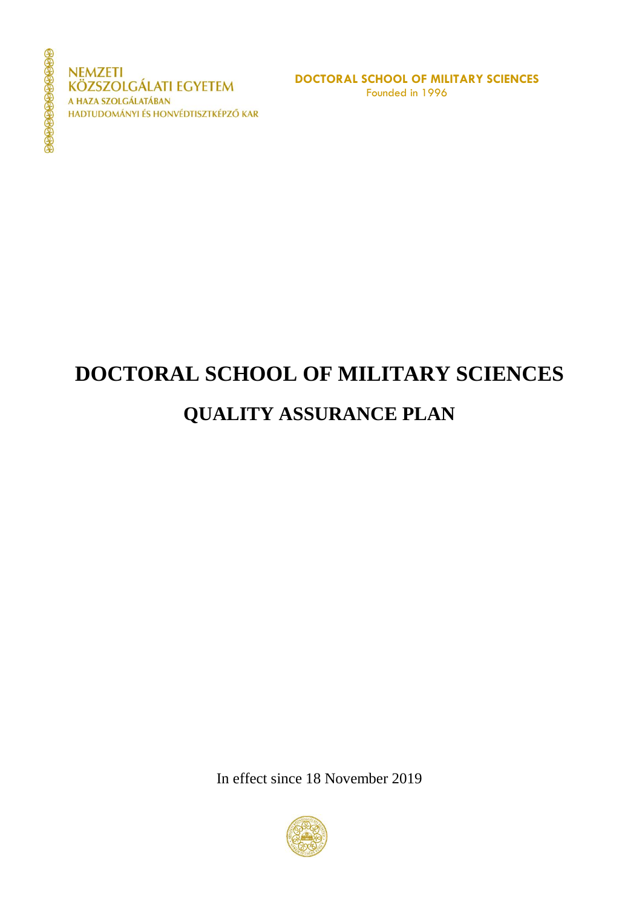NEMZETI
KÖZSZOLGÁLATI EGYETEM
A HAZA SZOLGÁLATÁBAN
HADTUDOMÁNYI ÉS HONVÉDTISZTKÉPZŐ KAR

DOCTORAL SCHOOL OF MILITARY SCIENCES
Founded in 1996

# DOCTORAL SCHOOL OF MILITARY SCIENCES

## QUALITY ASSURANCE PLAN

In effect since 18 November 2019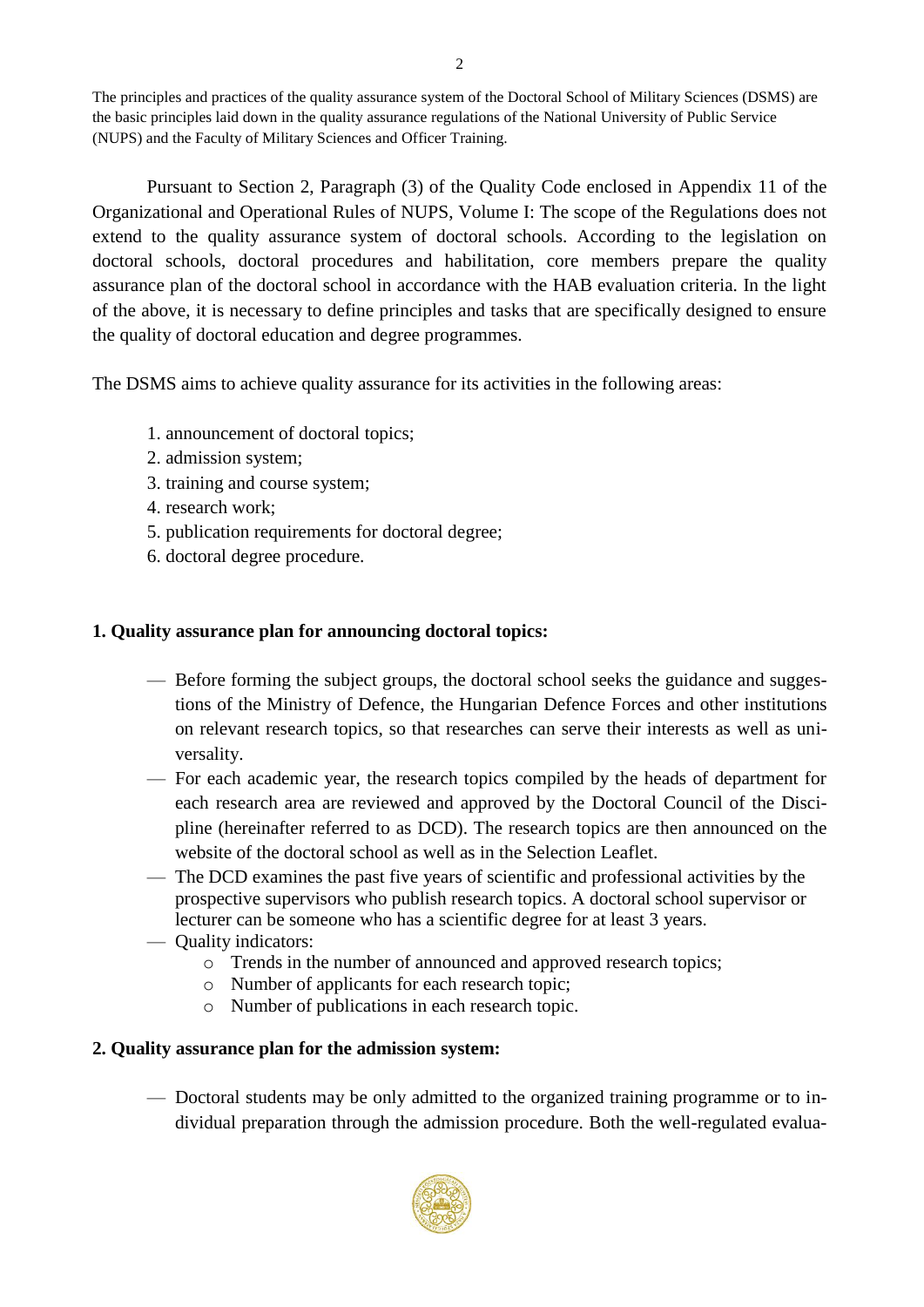The principles and practices of the quality assurance system of the Doctoral School of Military Sciences (DSMS) are the basic principles laid down in the quality assurance regulations of the National University of Public Service (NUPS) and the Faculty of Military Sciences and Officer Training.

Pursuant to Section 2, Paragraph (3) of the Quality Code enclosed in Appendix 11 of the Organizational and Operational Rules of NUPS, Volume I: The scope of the Regulations does not extend to the quality assurance system of doctoral schools. According to the legislation on doctoral schools, doctoral procedures and habilitation, core members prepare the quality assurance plan of the doctoral school in accordance with the HAB evaluation criteria. In the light of the above, it is necessary to define principles and tasks that are specifically designed to ensure the quality of doctoral education and degree programmes.

The DSMS aims to achieve quality assurance for its activities in the following areas:

1. announcement of doctoral topics;
2. admission system;
3. training and course system;
4. research work;
5. publication requirements for doctoral degree;
6. doctoral degree procedure.

**1. Quality assurance plan for announcing doctoral topics:**

- Before forming the subject groups, the doctoral school seeks the guidance and suggestions of the Ministry of Defence, the Hungarian Defence Forces and other institutions on relevant research topics, so that researches can serve their interests as well as universality.
- For each academic year, the research topics compiled by the heads of department for each research area are reviewed and approved by the Doctoral Council of the Discipline (hereinafter referred to as DCD). The research topics are then announced on the website of the doctoral school as well as in the Selection Leaflet.
- The DCD examines the past five years of scientific and professional activities by the prospective supervisors who publish research topics. A doctoral school supervisor or lecturer can be someone who has a scientific degree for at least 3 years.
- Quality indicators:
  - Trends in the number of announced and approved research topics;
  - Number of applicants for each research topic;
  - Number of publications in each research topic.

**2. Quality assurance plan for the admission system:**

- Doctoral students may be only admitted to the organized training programme or to individual preparation through the admission procedure. Both the well-regulated evalua-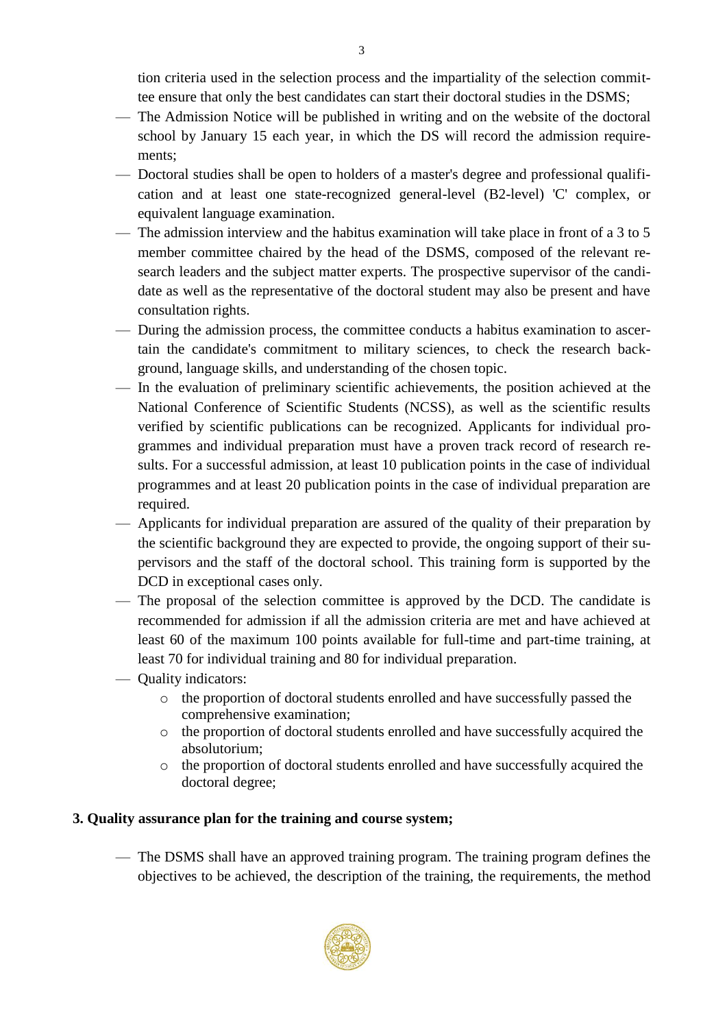tion criteria used in the selection process and the impartiality of the selection committee ensure that only the best candidates can start their doctoral studies in the DSMS;

- The Admission Notice will be published in writing and on the website of the doctoral school by January 15 each year, in which the DS will record the admission requirements;
- Doctoral studies shall be open to holders of a master's degree and professional qualification and at least one state-recognized general-level (B2-level) 'C' complex, or equivalent language examination.
- The admission interview and the habitus examination will take place in front of a 3 to 5 member committee chaired by the head of the DSMS, composed of the relevant research leaders and the subject matter experts. The prospective supervisor of the candidate as well as the representative of the doctoral student may also be present and have consultation rights.
- During the admission process, the committee conducts a habitus examination to ascertain the candidate's commitment to military sciences, to check the research background, language skills, and understanding of the chosen topic.
- In the evaluation of preliminary scientific achievements, the position achieved at the National Conference of Scientific Students (NCSS), as well as the scientific results verified by scientific publications can be recognized. Applicants for individual programmes and individual preparation must have a proven track record of research results. For a successful admission, at least 10 publication points in the case of individual programmes and at least 20 publication points in the case of individual preparation are required.
- Applicants for individual preparation are assured of the quality of their preparation by the scientific background they are expected to provide, the ongoing support of their supervisors and the staff of the doctoral school. This training form is supported by the DCD in exceptional cases only.
- The proposal of the selection committee is approved by the DCD. The candidate is recommended for admission if all the admission criteria are met and have achieved at least 60 of the maximum 100 points available for full-time and part-time training, at least 70 for individual training and 80 for individual preparation.
- Quality indicators:
  - the proportion of doctoral students enrolled and have successfully passed the comprehensive examination;
  - the proportion of doctoral students enrolled and have successfully acquired the absolutorium;
  - the proportion of doctoral students enrolled and have successfully acquired the doctoral degree;

## 3. Quality assurance plan for the training and course system;

- The DSMS shall have an approved training program. The training program defines the objectives to be achieved, the description of the training, the requirements, the method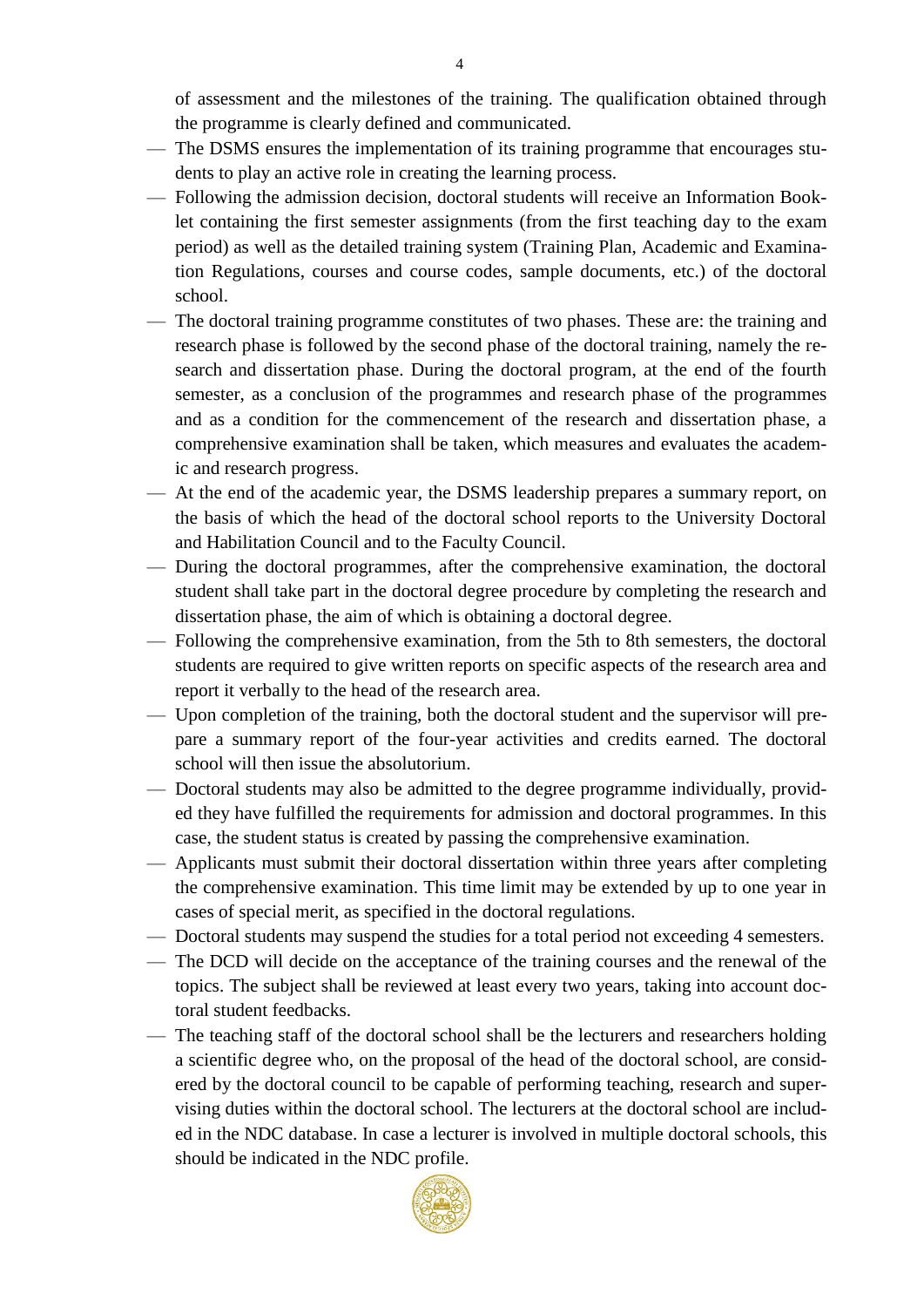of assessment and the milestones of the training. The qualification obtained through the programme is clearly defined and communicated.

- The DSMS ensures the implementation of its training programme that encourages students to play an active role in creating the learning process.
- Following the admission decision, doctoral students will receive an Information Booklet containing the first semester assignments (from the first teaching day to the exam period) as well as the detailed training system (Training Plan, Academic and Examination Regulations, courses and course codes, sample documents, etc.) of the doctoral school.
- The doctoral training programme constitutes of two phases. These are: the training and research phase is followed by the second phase of the doctoral training, namely the research and dissertation phase. During the doctoral program, at the end of the fourth semester, as a conclusion of the programmes and research phase of the programmes and as a condition for the commencement of the research and dissertation phase, a comprehensive examination shall be taken, which measures and evaluates the academic and research progress.
- At the end of the academic year, the DSMS leadership prepares a summary report, on the basis of which the head of the doctoral school reports to the University Doctoral and Habilitation Council and to the Faculty Council.
- During the doctoral programmes, after the comprehensive examination, the doctoral student shall take part in the doctoral degree procedure by completing the research and dissertation phase, the aim of which is obtaining a doctoral degree.
- Following the comprehensive examination, from the 5th to 8th semesters, the doctoral students are required to give written reports on specific aspects of the research area and report it verbally to the head of the research area.
- Upon completion of the training, both the doctoral student and the supervisor will prepare a summary report of the four-year activities and credits earned. The doctoral school will then issue the absolutorium.
- Doctoral students may also be admitted to the degree programme individually, provided they have fulfilled the requirements for admission and doctoral programmes. In this case, the student status is created by passing the comprehensive examination.
- Applicants must submit their doctoral dissertation within three years after completing the comprehensive examination. This time limit may be extended by up to one year in cases of special merit, as specified in the doctoral regulations.
- Doctoral students may suspend the studies for a total period not exceeding 4 semesters.
- The DCD will decide on the acceptance of the training courses and the renewal of the topics. The subject shall be reviewed at least every two years, taking into account doctoral student feedbacks.
- The teaching staff of the doctoral school shall be the lecturers and researchers holding a scientific degree who, on the proposal of the head of the doctoral school, are considered by the doctoral council to be capable of performing teaching, research and supervising duties within the doctoral school. The lecturers at the doctoral school are included in the NDC database. In case a lecturer is involved in multiple doctoral schools, this should be indicated in the NDC profile.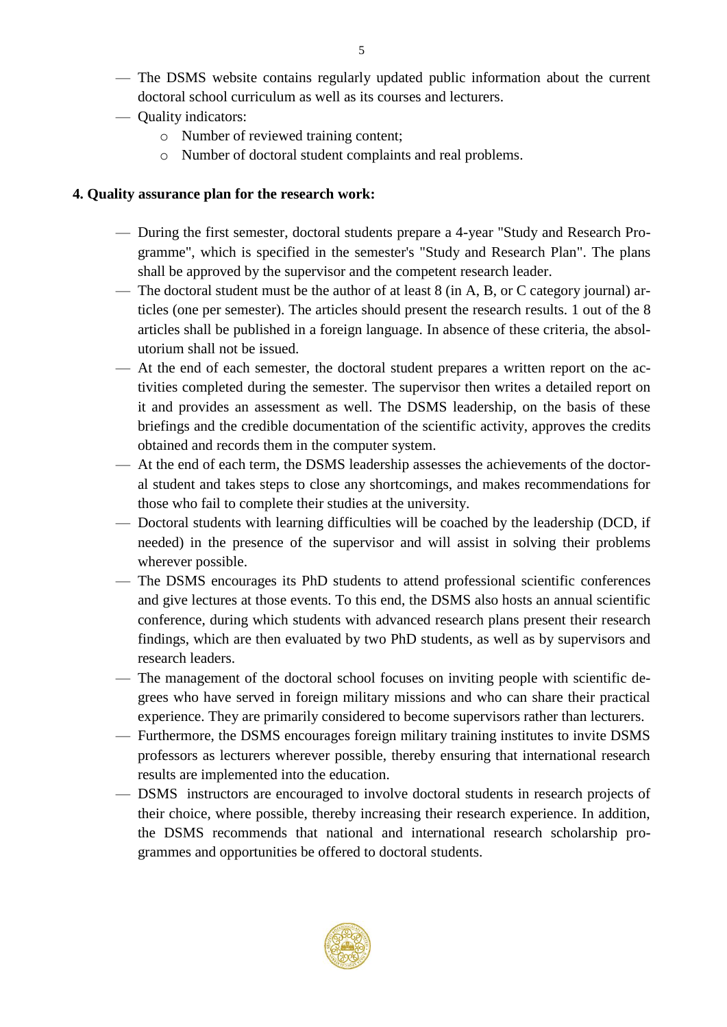- The DSMS website contains regularly updated public information about the current doctoral school curriculum as well as its courses and lecturers.
- Quality indicators:
  - Number of reviewed training content;
  - Number of doctoral student complaints and real problems.

**4. Quality assurance plan for the research work:**

- During the first semester, doctoral students prepare a 4-year "Study and Research Programme", which is specified in the semester's "Study and Research Plan". The plans shall be approved by the supervisor and the competent research leader.
- The doctoral student must be the author of at least 8 (in A, B, or C category journal) articles (one per semester). The articles should present the research results. 1 out of the 8 articles shall be published in a foreign language. In absence of these criteria, the absolutorium shall not be issued.
- At the end of each semester, the doctoral student prepares a written report on the activities completed during the semester. The supervisor then writes a detailed report on it and provides an assessment as well. The DSMS leadership, on the basis of these briefings and the credible documentation of the scientific activity, approves the credits obtained and records them in the computer system.
- At the end of each term, the DSMS leadership assesses the achievements of the doctoral student and takes steps to close any shortcomings, and makes recommendations for those who fail to complete their studies at the university.
- Doctoral students with learning difficulties will be coached by the leadership (DCD, if needed) in the presence of the supervisor and will assist in solving their problems wherever possible.
- The DSMS encourages its PhD students to attend professional scientific conferences and give lectures at those events. To this end, the DSMS also hosts an annual scientific conference, during which students with advanced research plans present their research findings, which are then evaluated by two PhD students, as well as by supervisors and research leaders.
- The management of the doctoral school focuses on inviting people with scientific degrees who have served in foreign military missions and who can share their practical experience. They are primarily considered to become supervisors rather than lecturers.
- Furthermore, the DSMS encourages foreign military training institutes to invite DSMS professors as lecturers wherever possible, thereby ensuring that international research results are implemented into the education.
- DSMS instructors are encouraged to involve doctoral students in research projects of their choice, where possible, thereby increasing their research experience. In addition, the DSMS recommends that national and international research scholarship programmes and opportunities be offered to doctoral students.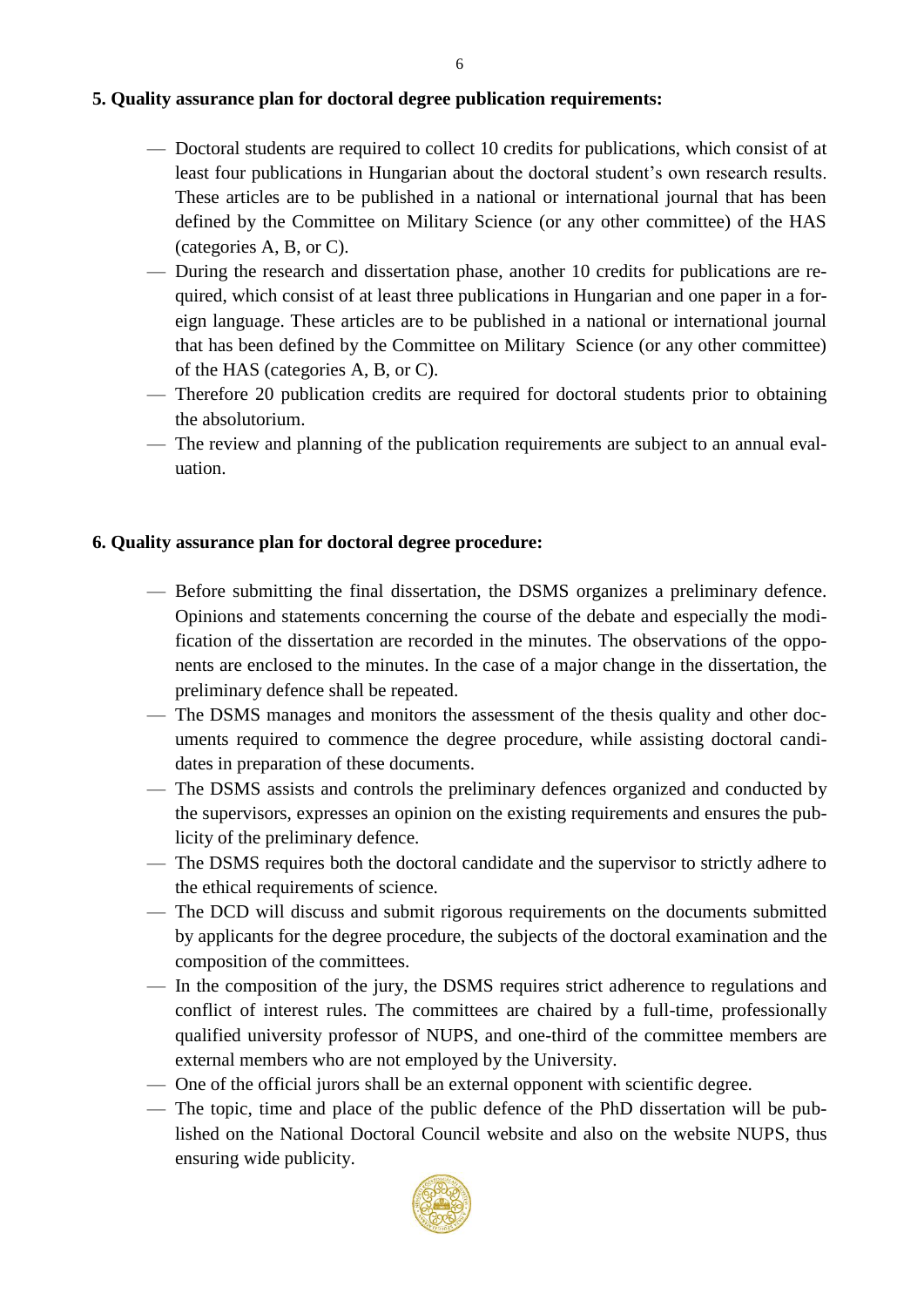**5. Quality assurance plan for doctoral degree publication requirements:**

- Doctoral students are required to collect 10 credits for publications, which consist of at least four publications in Hungarian about the doctoral student's own research results. These articles are to be published in a national or international journal that has been defined by the Committee on Military Science (or any other committee) of the HAS (categories A, B, or C).
- During the research and dissertation phase, another 10 credits for publications are required, which consist of at least three publications in Hungarian and one paper in a foreign language. These articles are to be published in a national or international journal that has been defined by the Committee on Military Science (or any other committee) of the HAS (categories A, B, or C).
- Therefore 20 publication credits are required for doctoral students prior to obtaining the absolutorium.
- The review and planning of the publication requirements are subject to an annual evaluation.

**6. Quality assurance plan for doctoral degree procedure:**

- Before submitting the final dissertation, the DSMS organizes a preliminary defence. Opinions and statements concerning the course of the debate and especially the modification of the dissertation are recorded in the minutes. The observations of the opponents are enclosed to the minutes. In the case of a major change in the dissertation, the preliminary defence shall be repeated.
- The DSMS manages and monitors the assessment of the thesis quality and other documents required to commence the degree procedure, while assisting doctoral candidates in preparation of these documents.
- The DSMS assists and controls the preliminary defences organized and conducted by the supervisors, expresses an opinion on the existing requirements and ensures the publicity of the preliminary defence.
- The DSMS requires both the doctoral candidate and the supervisor to strictly adhere to the ethical requirements of science.
- The DCD will discuss and submit rigorous requirements on the documents submitted by applicants for the degree procedure, the subjects of the doctoral examination and the composition of the committees.
- In the composition of the jury, the DSMS requires strict adherence to regulations and conflict of interest rules. The committees are chaired by a full-time, professionally qualified university professor of NUPS, and one-third of the committee members are external members who are not employed by the University.
- One of the official jurors shall be an external opponent with scientific degree.
- The topic, time and place of the public defence of the PhD dissertation will be published on the National Doctoral Council website and also on the website NUPS, thus ensuring wide publicity.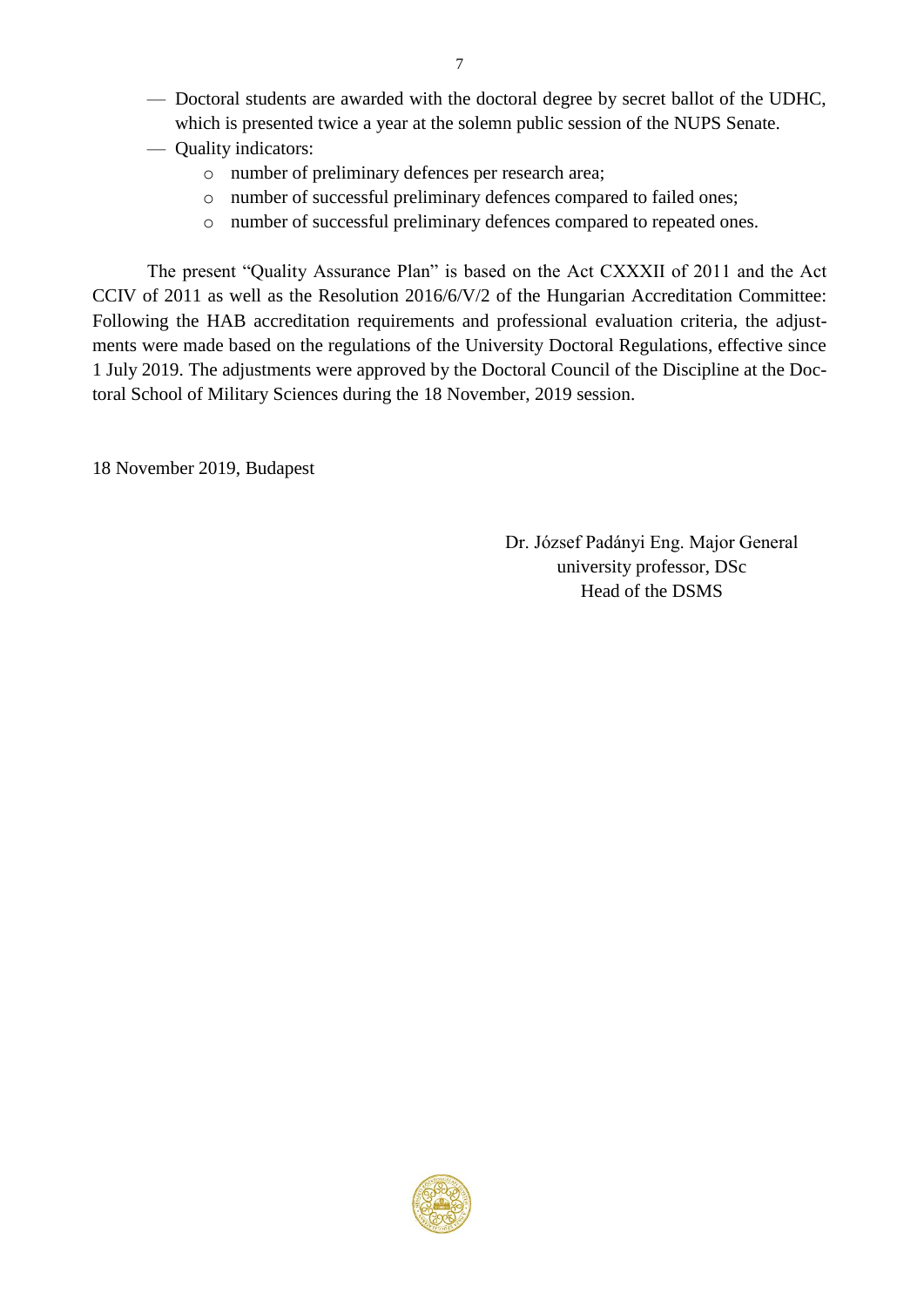- Doctoral students are awarded with the doctoral degree by secret ballot of the UDHC, which is presented twice a year at the solemn public session of the NUPS Senate.
- Quality indicators:
  - number of preliminary defences per research area;
  - number of successful preliminary defences compared to failed ones;
  - number of successful preliminary defences compared to repeated ones.

The present "Quality Assurance Plan" is based on the Act CXXXII of 2011 and the Act CCIV of 2011 as well as the Resolution 2016/6/V/2 of the Hungarian Accreditation Committee: Following the HAB accreditation requirements and professional evaluation criteria, the adjustments were made based on the regulations of the University Doctoral Regulations, effective since 1 July 2019. The adjustments were approved by the Doctoral Council of the Discipline at the Doctoral School of Military Sciences during the 18 November, 2019 session.

18 November 2019, Budapest

Dr. József Padányi Eng. Major General
university professor, DSc
Head of the DSMS